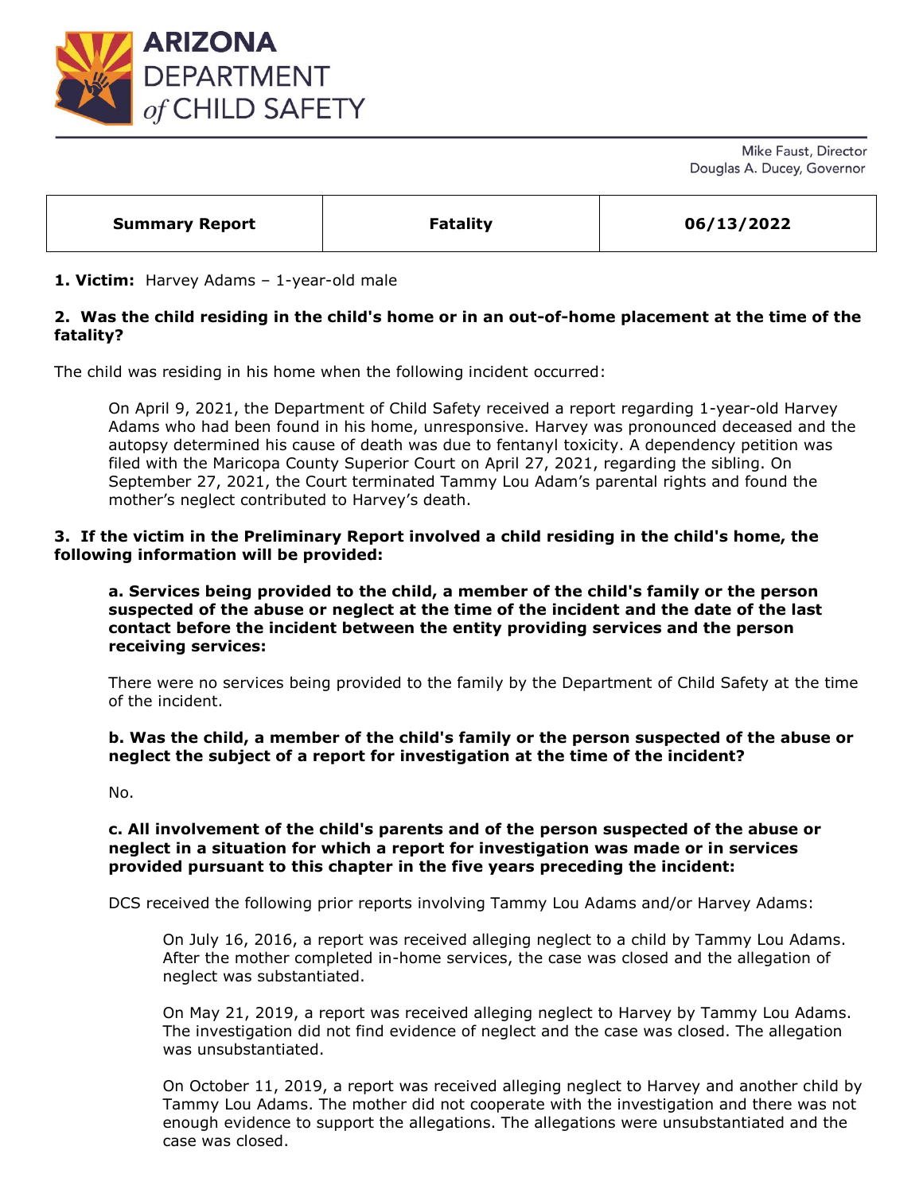# ARIZONA DEPARTMENT of CHILD SAFETY

Mike Faust, Director
Douglas A. Ducey, Governor

| Summary Report | Fatality | 06/13/2022 |
|---|---|---|

**1. Victim:** Harvey Adams – 1-year-old male

**2. Was the child residing in the child's home or in an out-of-home placement at the time of the fatality?**

The child was residing in his home when the following incident occurred:

> On April 9, 2021, the Department of Child Safety received a report regarding 1-year-old Harvey Adams who had been found in his home, unresponsive. Harvey was pronounced deceased and the autopsy determined his cause of death was due to fentanyl toxicity. A dependency petition was filed with the Maricopa County Superior Court on April 27, 2021, regarding the sibling. On September 27, 2021, the Court terminated Tammy Lou Adam's parental rights and found the mother's neglect contributed to Harvey's death.

**3. If the victim in the Preliminary Report involved a child residing in the child's home, the following information will be provided:**

**a. Services being provided to the child, a member of the child's family or the person suspected of the abuse or neglect at the time of the incident and the date of the last contact before the incident between the entity providing services and the person receiving services:**

There were no services being provided to the family by the Department of Child Safety at the time of the incident.

**b. Was the child, a member of the child's family or the person suspected of the abuse or neglect the subject of a report for investigation at the time of the incident?**

No.

**c. All involvement of the child's parents and of the person suspected of the abuse or neglect in a situation for which a report for investigation was made or in services provided pursuant to this chapter in the five years preceding the incident:**

DCS received the following prior reports involving Tammy Lou Adams and/or Harvey Adams:

> On July 16, 2016, a report was received alleging neglect to a child by Tammy Lou Adams. After the mother completed in-home services, the case was closed and the allegation of neglect was substantiated.
>
> On May 21, 2019, a report was received alleging neglect to Harvey by Tammy Lou Adams. The investigation did not find evidence of neglect and the case was closed. The allegation was unsubstantiated.
>
> On October 11, 2019, a report was received alleging neglect to Harvey and another child by Tammy Lou Adams. The mother did not cooperate with the investigation and there was not enough evidence to support the allegations. The allegations were unsubstantiated and the case was closed.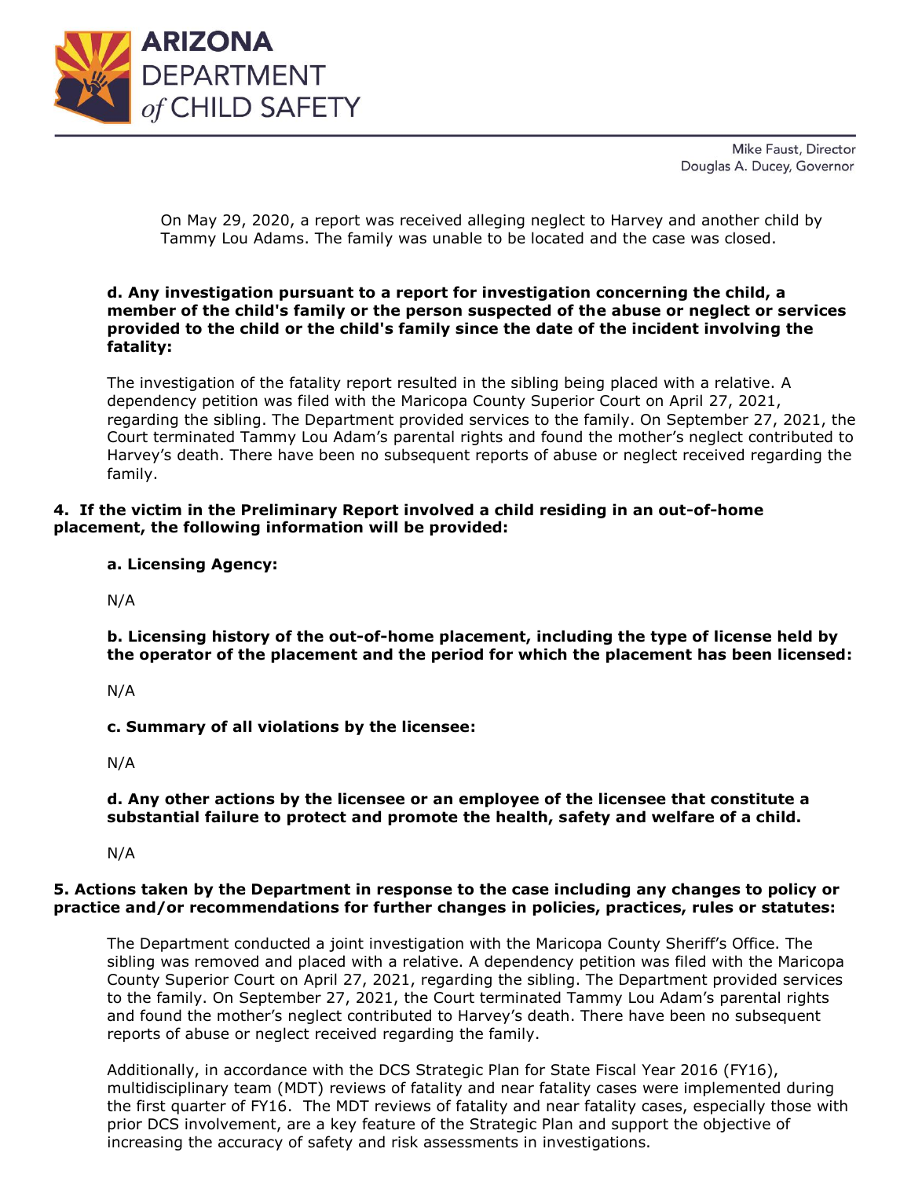On May 29, 2020, a report was received alleging neglect to Harvey and another child by Tammy Lou Adams. The family was unable to be located and the case was closed.

**d. Any investigation pursuant to a report for investigation concerning the child, a member of the child's family or the person suspected of the abuse or neglect or services provided to the child or the child's family since the date of the incident involving the fatality:**

The investigation of the fatality report resulted in the sibling being placed with a relative. A dependency petition was filed with the Maricopa County Superior Court on April 27, 2021, regarding the sibling. The Department provided services to the family. On September 27, 2021, the Court terminated Tammy Lou Adam's parental rights and found the mother's neglect contributed to Harvey's death. There have been no subsequent reports of abuse or neglect received regarding the family.

**4. If the victim in the Preliminary Report involved a child residing in an out-of-home placement, the following information will be provided:**

**a. Licensing Agency:**

N/A

**b. Licensing history of the out-of-home placement, including the type of license held by the operator of the placement and the period for which the placement has been licensed:**

N/A

**c. Summary of all violations by the licensee:**

N/A

**d. Any other actions by the licensee or an employee of the licensee that constitute a substantial failure to protect and promote the health, safety and welfare of a child.**

N/A

**5. Actions taken by the Department in response to the case including any changes to policy or practice and/or recommendations for further changes in policies, practices, rules or statutes:**

The Department conducted a joint investigation with the Maricopa County Sheriff's Office. The sibling was removed and placed with a relative. A dependency petition was filed with the Maricopa County Superior Court on April 27, 2021, regarding the sibling. The Department provided services to the family. On September 27, 2021, the Court terminated Tammy Lou Adam's parental rights and found the mother's neglect contributed to Harvey's death. There have been no subsequent reports of abuse or neglect received regarding the family.

Additionally, in accordance with the DCS Strategic Plan for State Fiscal Year 2016 (FY16), multidisciplinary team (MDT) reviews of fatality and near fatality cases were implemented during the first quarter of FY16. The MDT reviews of fatality and near fatality cases, especially those with prior DCS involvement, are a key feature of the Strategic Plan and support the objective of increasing the accuracy of safety and risk assessments in investigations.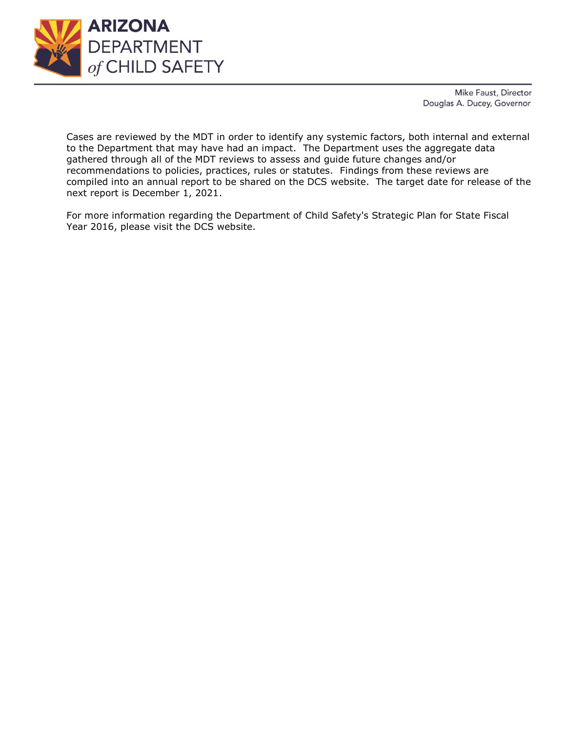Cases are reviewed by the MDT in order to identify any systemic factors, both internal and external to the Department that may have had an impact. The Department uses the aggregate data gathered through all of the MDT reviews to assess and guide future changes and/or recommendations to policies, practices, rules or statutes. Findings from these reviews are compiled into an annual report to be shared on the DCS website. The target date for release of the next report is December 1, 2021.

For more information regarding the Department of Child Safety's Strategic Plan for State Fiscal Year 2016, please visit the DCS website.